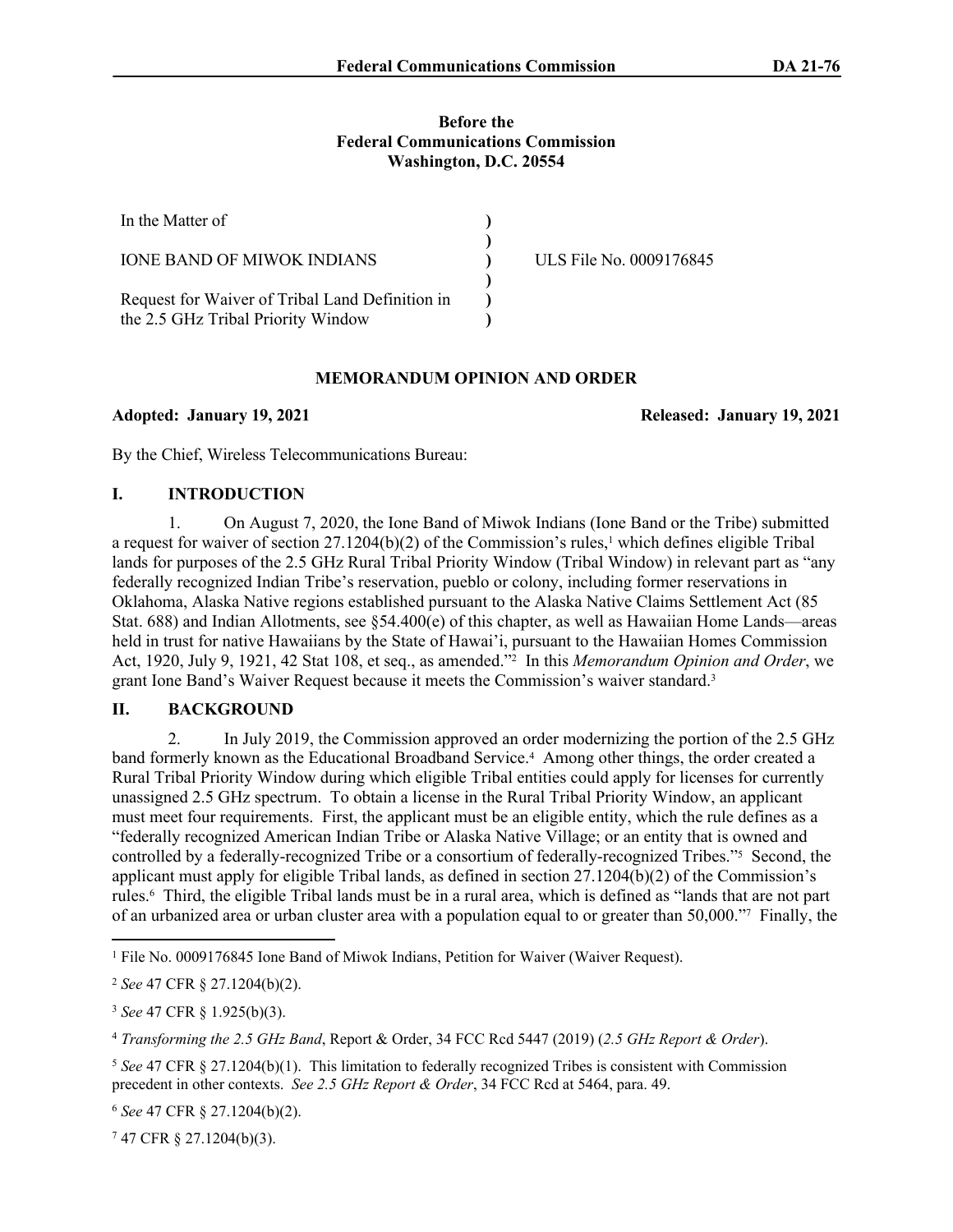**Before the**
**Federal Communications Commission**
**Washington, D.C. 20554**

| | | |
|---|---|---|
| In the Matter of | ) | |
| | ) | |
| IONE BAND OF MIWOK INDIANS | ) | ULS File No. 0009176845 |
| | ) | |
| Request for Waiver of Tribal Land Definition in the 2.5 GHz Tribal Priority Window | ) | |
| | ) | |

## MEMORANDUM OPINION AND ORDER

**Adopted: January 19, 2021** **Released: January 19, 2021**

By the Chief, Wireless Telecommunications Bureau:

## I. INTRODUCTION

1. On August 7, 2020, the Ione Band of Miwok Indians (Ione Band or the Tribe) submitted a request for waiver of section 27.1204(b)(2) of the Commission's rules,[1] which defines eligible Tribal lands for purposes of the 2.5 GHz Rural Tribal Priority Window (Tribal Window) in relevant part as "any federally recognized Indian Tribe's reservation, pueblo or colony, including former reservations in Oklahoma, Alaska Native regions established pursuant to the Alaska Native Claims Settlement Act (85 Stat. 688) and Indian Allotments, see §54.400(e) of this chapter, as well as Hawaiian Home Lands—areas held in trust for native Hawaiians by the State of Hawai'i, pursuant to the Hawaiian Homes Commission Act, 1920, July 9, 1921, 42 Stat 108, et seq., as amended."[2] In this *Memorandum Opinion and Order*, we grant Ione Band's Waiver Request because it meets the Commission's waiver standard.[3]

## II. BACKGROUND

2. In July 2019, the Commission approved an order modernizing the portion of the 2.5 GHz band formerly known as the Educational Broadband Service.[4] Among other things, the order created a Rural Tribal Priority Window during which eligible Tribal entities could apply for licenses for currently unassigned 2.5 GHz spectrum. To obtain a license in the Rural Tribal Priority Window, an applicant must meet four requirements. First, the applicant must be an eligible entity, which the rule defines as a "federally recognized American Indian Tribe or Alaska Native Village; or an entity that is owned and controlled by a federally-recognized Tribe or a consortium of federally-recognized Tribes."[5] Second, the applicant must apply for eligible Tribal lands, as defined in section 27.1204(b)(2) of the Commission's rules.[6] Third, the eligible Tribal lands must be in a rural area, which is defined as "lands that are not part of an urbanized area or urban cluster area with a population equal to or greater than 50,000."[7] Finally, the

---

[1] File No. 0009176845 Ione Band of Miwok Indians, Petition for Waiver (Waiver Request).

[2] *See* 47 CFR § 27.1204(b)(2).

[3] *See* 47 CFR § 1.925(b)(3).

[4] *Transforming the 2.5 GHz Band*, Report & Order, 34 FCC Rcd 5447 (2019) (*2.5 GHz Report & Order*).

[5] *See* 47 CFR § 27.1204(b)(1). This limitation to federally recognized Tribes is consistent with Commission precedent in other contexts. *See 2.5 GHz Report & Order*, 34 FCC Rcd at 5464, para. 49.

[6] *See* 47 CFR § 27.1204(b)(2).

[7] 47 CFR § 27.1204(b)(3).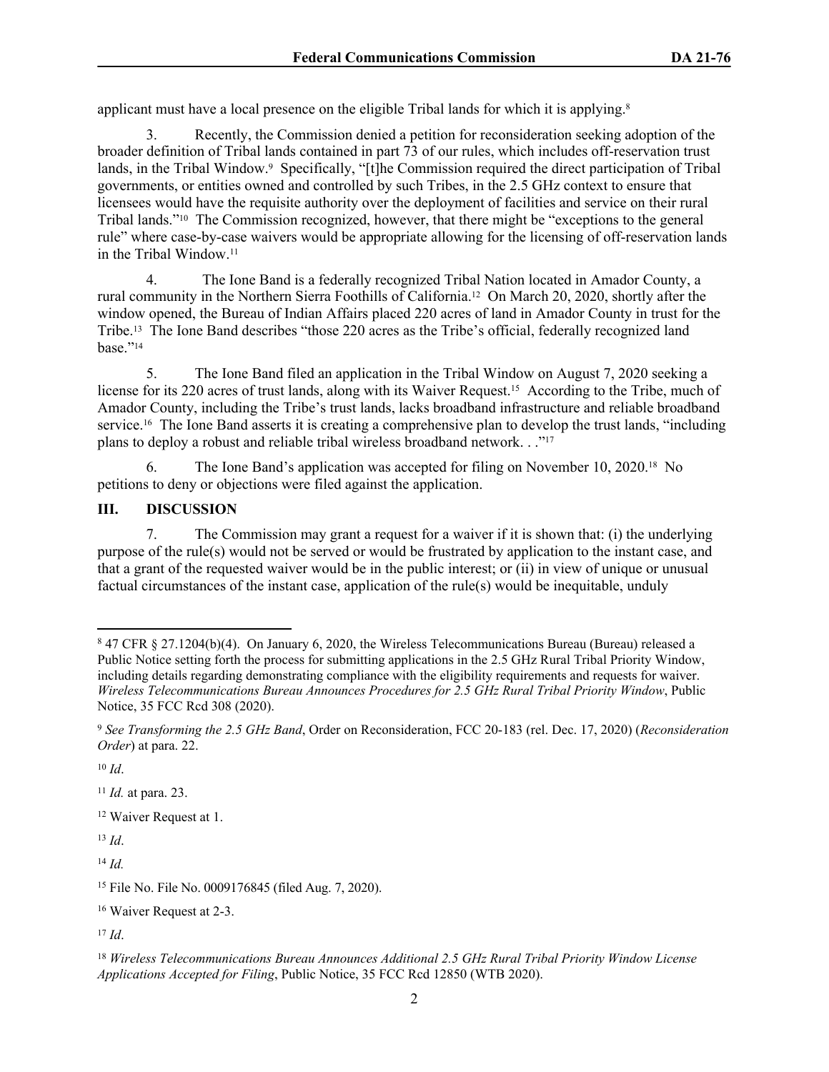applicant must have a local presence on the eligible Tribal lands for which it is applying.[8]

3. Recently, the Commission denied a petition for reconsideration seeking adoption of the broader definition of Tribal lands contained in part 73 of our rules, which includes off-reservation trust lands, in the Tribal Window.[9] Specifically, "[t]he Commission required the direct participation of Tribal governments, or entities owned and controlled by such Tribes, in the 2.5 GHz context to ensure that licensees would have the requisite authority over the deployment of facilities and service on their rural Tribal lands."[10] The Commission recognized, however, that there might be "exceptions to the general rule" where case-by-case waivers would be appropriate allowing for the licensing of off-reservation lands in the Tribal Window.[11]

4. The Ione Band is a federally recognized Tribal Nation located in Amador County, a rural community in the Northern Sierra Foothills of California.[12] On March 20, 2020, shortly after the window opened, the Bureau of Indian Affairs placed 220 acres of land in Amador County in trust for the Tribe.[13] The Ione Band describes "those 220 acres as the Tribe's official, federally recognized land base."[14]

5. The Ione Band filed an application in the Tribal Window on August 7, 2020 seeking a license for its 220 acres of trust lands, along with its Waiver Request.[15] According to the Tribe, much of Amador County, including the Tribe's trust lands, lacks broadband infrastructure and reliable broadband service.[16] The Ione Band asserts it is creating a comprehensive plan to develop the trust lands, "including plans to deploy a robust and reliable tribal wireless broadband network. . ."[17]

6. The Ione Band's application was accepted for filing on November 10, 2020.[18] No petitions to deny or objections were filed against the application.

## III. DISCUSSION

7. The Commission may grant a request for a waiver if it is shown that: (i) the underlying purpose of the rule(s) would not be served or would be frustrated by application to the instant case, and that a grant of the requested waiver would be in the public interest; or (ii) in view of unique or unusual factual circumstances of the instant case, application of the rule(s) would be inequitable, unduly

---

[8] 47 CFR § 27.1204(b)(4). On January 6, 2020, the Wireless Telecommunications Bureau (Bureau) released a Public Notice setting forth the process for submitting applications in the 2.5 GHz Rural Tribal Priority Window, including details regarding demonstrating compliance with the eligibility requirements and requests for waiver. *Wireless Telecommunications Bureau Announces Procedures for 2.5 GHz Rural Tribal Priority Window*, Public Notice, 35 FCC Rcd 308 (2020).

[9] *See Transforming the 2.5 GHz Band*, Order on Reconsideration, FCC 20-183 (rel. Dec. 17, 2020) (*Reconsideration Order*) at para. 22.

[10] *Id*.

[11] *Id.* at para. 23.

[12] Waiver Request at 1.

[13] *Id*.

[14] *Id.*

[15] File No. File No. 0009176845 (filed Aug. 7, 2020).

[16] Waiver Request at 2-3.

[17] *Id*.

[18] *Wireless Telecommunications Bureau Announces Additional 2.5 GHz Rural Tribal Priority Window License Applications Accepted for Filing*, Public Notice, 35 FCC Rcd 12850 (WTB 2020).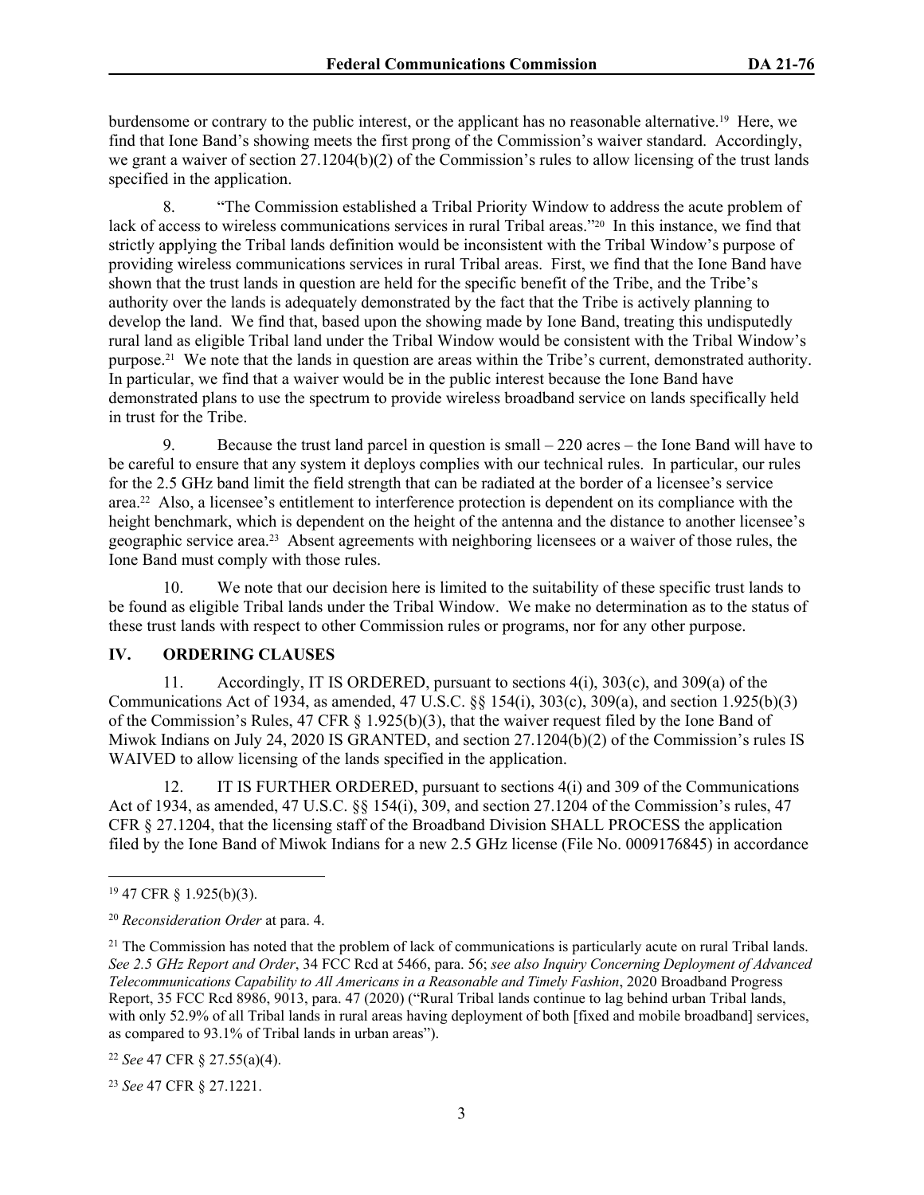burdensome or contrary to the public interest, or the applicant has no reasonable alternative.[19] Here, we find that Ione Band's showing meets the first prong of the Commission's waiver standard. Accordingly, we grant a waiver of section 27.1204(b)(2) of the Commission's rules to allow licensing of the trust lands specified in the application.

8. "The Commission established a Tribal Priority Window to address the acute problem of lack of access to wireless communications services in rural Tribal areas."[20] In this instance, we find that strictly applying the Tribal lands definition would be inconsistent with the Tribal Window's purpose of providing wireless communications services in rural Tribal areas. First, we find that the Ione Band have shown that the trust lands in question are held for the specific benefit of the Tribe, and the Tribe's authority over the lands is adequately demonstrated by the fact that the Tribe is actively planning to develop the land. We find that, based upon the showing made by Ione Band, treating this undisputedly rural land as eligible Tribal land under the Tribal Window would be consistent with the Tribal Window's purpose.[21] We note that the lands in question are areas within the Tribe's current, demonstrated authority. In particular, we find that a waiver would be in the public interest because the Ione Band have demonstrated plans to use the spectrum to provide wireless broadband service on lands specifically held in trust for the Tribe.

9. Because the trust land parcel in question is small – 220 acres – the Ione Band will have to be careful to ensure that any system it deploys complies with our technical rules. In particular, our rules for the 2.5 GHz band limit the field strength that can be radiated at the border of a licensee's service area.[22] Also, a licensee's entitlement to interference protection is dependent on its compliance with the height benchmark, which is dependent on the height of the antenna and the distance to another licensee's geographic service area.[23] Absent agreements with neighboring licensees or a waiver of those rules, the Ione Band must comply with those rules.

10. We note that our decision here is limited to the suitability of these specific trust lands to be found as eligible Tribal lands under the Tribal Window. We make no determination as to the status of these trust lands with respect to other Commission rules or programs, nor for any other purpose.

## IV. ORDERING CLAUSES

11. Accordingly, IT IS ORDERED, pursuant to sections 4(i), 303(c), and 309(a) of the Communications Act of 1934, as amended, 47 U.S.C. §§ 154(i), 303(c), 309(a), and section 1.925(b)(3) of the Commission's Rules, 47 CFR § 1.925(b)(3), that the waiver request filed by the Ione Band of Miwok Indians on July 24, 2020 IS GRANTED, and section 27.1204(b)(2) of the Commission's rules IS WAIVED to allow licensing of the lands specified in the application.

12. IT IS FURTHER ORDERED, pursuant to sections 4(i) and 309 of the Communications Act of 1934, as amended, 47 U.S.C. §§ 154(i), 309, and section 27.1204 of the Commission's rules, 47 CFR § 27.1204, that the licensing staff of the Broadband Division SHALL PROCESS the application filed by the Ione Band of Miwok Indians for a new 2.5 GHz license (File No. 0009176845) in accordance

---

[19] 47 CFR § 1.925(b)(3).

[20] *Reconsideration Order* at para. 4.

[21] The Commission has noted that the problem of lack of communications is particularly acute on rural Tribal lands. *See 2.5 GHz Report and Order*, 34 FCC Rcd at 5466, para. 56; *see also Inquiry Concerning Deployment of Advanced Telecommunications Capability to All Americans in a Reasonable and Timely Fashion*, 2020 Broadband Progress Report, 35 FCC Rcd 8986, 9013, para. 47 (2020) ("Rural Tribal lands continue to lag behind urban Tribal lands, with only 52.9% of all Tribal lands in rural areas having deployment of both [fixed and mobile broadband] services, as compared to 93.1% of Tribal lands in urban areas").

[22] *See* 47 CFR § 27.55(a)(4).

[23] *See* 47 CFR § 27.1221.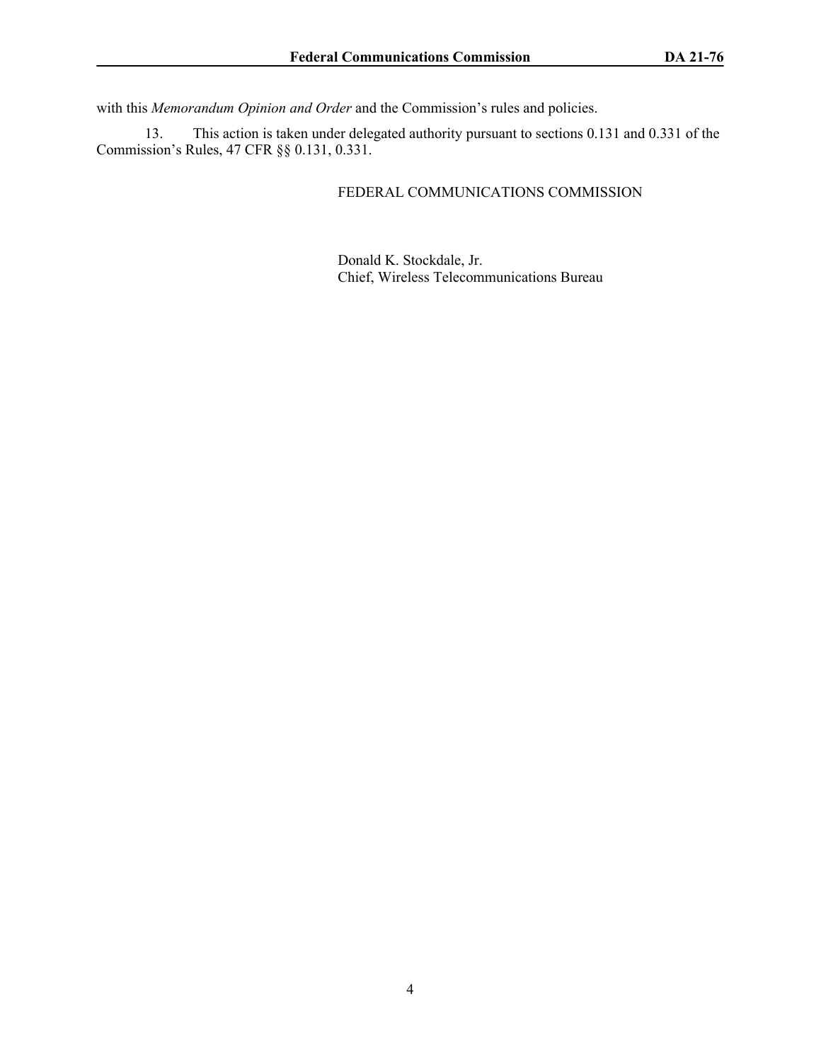with this *Memorandum Opinion and Order* and the Commission's rules and policies.

13. This action is taken under delegated authority pursuant to sections 0.131 and 0.331 of the Commission's Rules, 47 CFR §§ 0.131, 0.331.

FEDERAL COMMUNICATIONS COMMISSION

Donald K. Stockdale, Jr.
Chief, Wireless Telecommunications Bureau